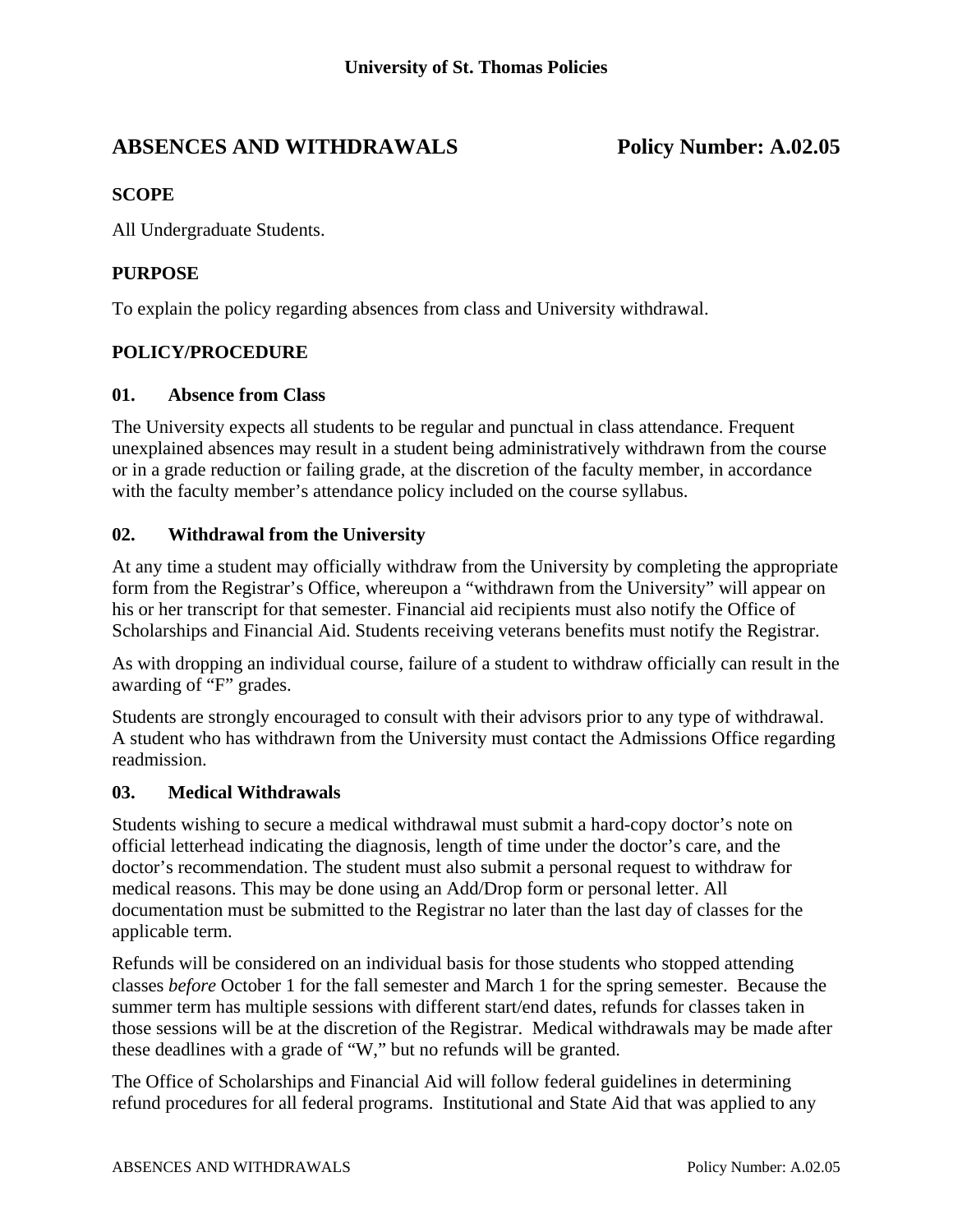**University of St. Thomas Policies**

# ABSENCES AND WITHDRAWALS — Policy Number: A.02.05

## SCOPE

All Undergraduate Students.

## PURPOSE

To explain the policy regarding absences from class and University withdrawal.

## POLICY/PROCEDURE

### 01. Absence from Class

The University expects all students to be regular and punctual in class attendance. Frequent unexplained absences may result in a student being administratively withdrawn from the course or in a grade reduction or failing grade, at the discretion of the faculty member, in accordance with the faculty member's attendance policy included on the course syllabus.

### 02. Withdrawal from the University

At any time a student may officially withdraw from the University by completing the appropriate form from the Registrar's Office, whereupon a "withdrawn from the University" will appear on his or her transcript for that semester. Financial aid recipients must also notify the Office of Scholarships and Financial Aid. Students receiving veterans benefits must notify the Registrar.

As with dropping an individual course, failure of a student to withdraw officially can result in the awarding of "F" grades.

Students are strongly encouraged to consult with their advisors prior to any type of withdrawal. A student who has withdrawn from the University must contact the Admissions Office regarding readmission.

### 03. Medical Withdrawals

Students wishing to secure a medical withdrawal must submit a hard-copy doctor's note on official letterhead indicating the diagnosis, length of time under the doctor's care, and the doctor's recommendation. The student must also submit a personal request to withdraw for medical reasons. This may be done using an Add/Drop form or personal letter. All documentation must be submitted to the Registrar no later than the last day of classes for the applicable term.

Refunds will be considered on an individual basis for those students who stopped attending classes *before* October 1 for the fall semester and March 1 for the spring semester. Because the summer term has multiple sessions with different start/end dates, refunds for classes taken in those sessions will be at the discretion of the Registrar. Medical withdrawals may be made after these deadlines with a grade of "W," but no refunds will be granted.

The Office of Scholarships and Financial Aid will follow federal guidelines in determining refund procedures for all federal programs. Institutional and State Aid that was applied to any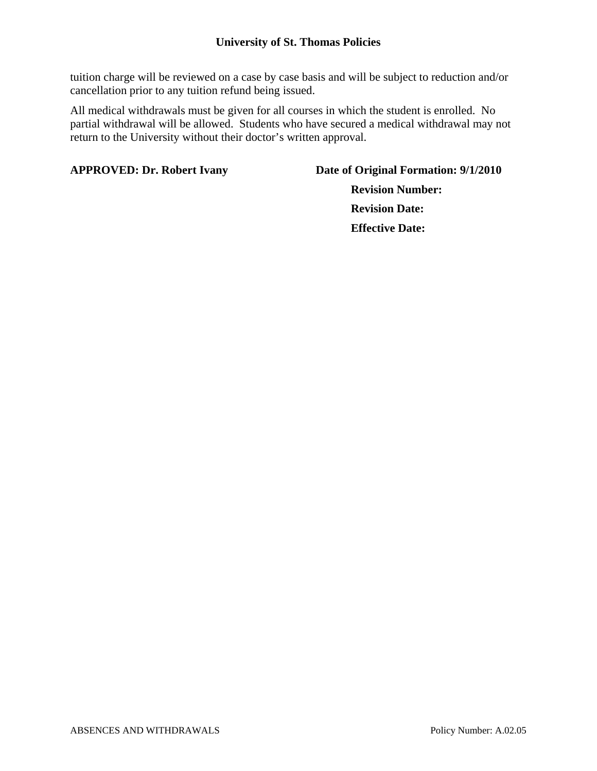tuition charge will be reviewed on a case by case basis and will be subject to reduction and/or cancellation prior to any tuition refund being issued.

All medical withdrawals must be given for all courses in which the student is enrolled. No partial withdrawal will be allowed. Students who have secured a medical withdrawal may not return to the University without their doctor's written approval.

**APPROVED: Dr. Robert Ivany**

**Date of Original Formation: 9/1/2010**

**Revision Number:**

**Revision Date:**

**Effective Date:**